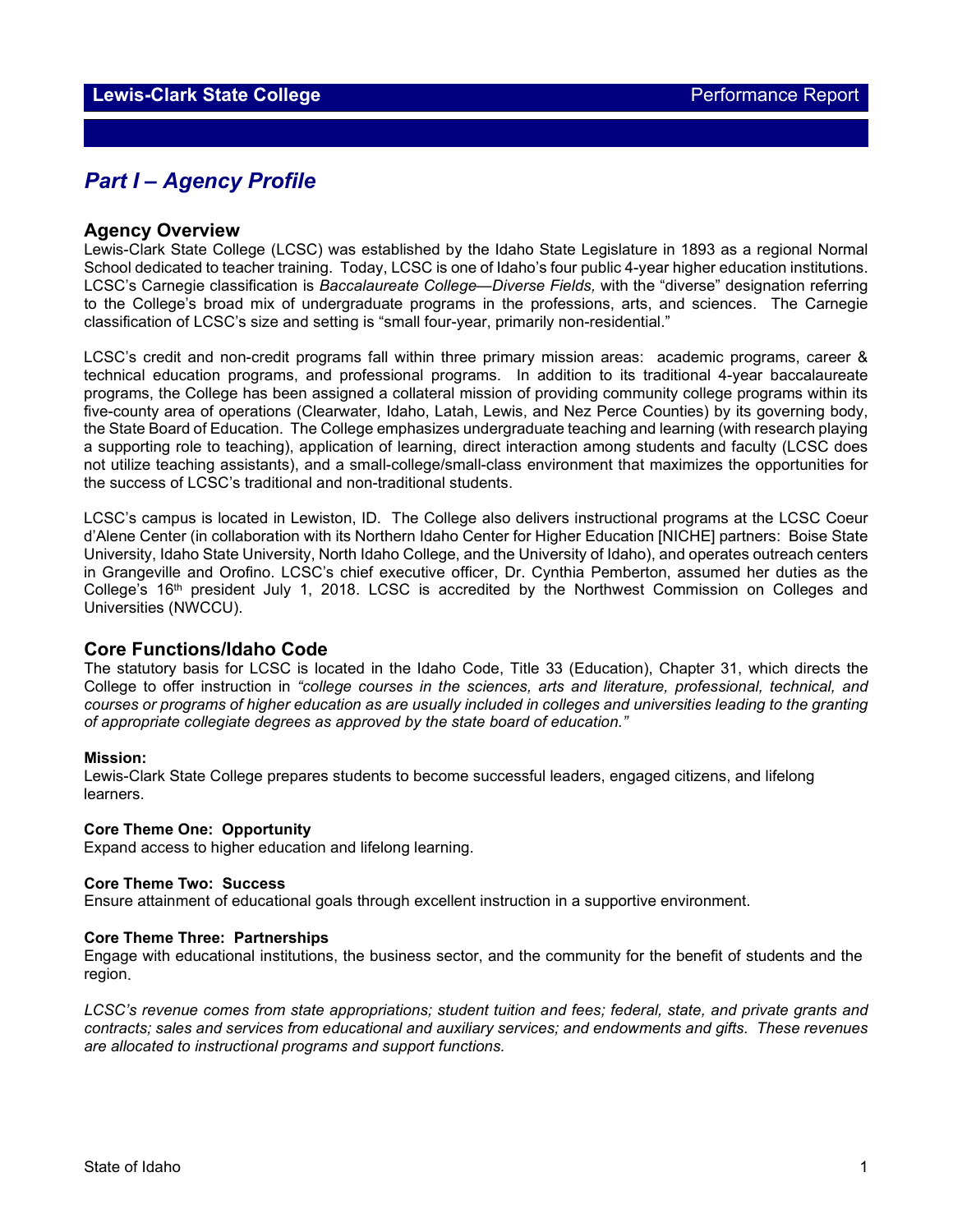# Part I – Agency Profile

## Agency Overview

Lewis-Clark State College (LCSC) was established by the Idaho State Legislature in 1893 as a regional Normal School dedicated to teacher training. Today, LCSC is one of Idaho's four public 4-year higher education institutions. LCSC's Carnegie classification is *Baccalaureate College—Diverse Fields,* with the "diverse" designation referring to the College's broad mix of undergraduate programs in the professions, arts, and sciences. The Carnegie classification of LCSC's size and setting is "small four-year, primarily non-residential."

LCSC's credit and non-credit programs fall within three primary mission areas: academic programs, career & technical education programs, and professional programs. In addition to its traditional 4-year baccalaureate programs, the College has been assigned a collateral mission of providing community college programs within its five-county area of operations (Clearwater, Idaho, Latah, Lewis, and Nez Perce Counties) by its governing body, the State Board of Education. The College emphasizes undergraduate teaching and learning (with research playing a supporting role to teaching), application of learning, direct interaction among students and faculty (LCSC does not utilize teaching assistants), and a small-college/small-class environment that maximizes the opportunities for the success of LCSC's traditional and non-traditional students.

LCSC's campus is located in Lewiston, ID. The College also delivers instructional programs at the LCSC Coeur d'Alene Center (in collaboration with its Northern Idaho Center for Higher Education [NICHE] partners: Boise State University, Idaho State University, North Idaho College, and the University of Idaho), and operates outreach centers in Grangeville and Orofino. LCSC's chief executive officer, Dr. Cynthia Pemberton, assumed her duties as the College's 16th president July 1, 2018. LCSC is accredited by the Northwest Commission on Colleges and Universities (NWCCU).

## Core Functions/Idaho Code

The statutory basis for LCSC is located in the Idaho Code, Title 33 (Education), Chapter 31, which directs the College to offer instruction in *"college courses in the sciences, arts and literature, professional, technical, and courses or programs of higher education as are usually included in colleges and universities leading to the granting of appropriate collegiate degrees as approved by the state board of education."*

**Mission:**
Lewis-Clark State College prepares students to become successful leaders, engaged citizens, and lifelong learners.

**Core Theme One: Opportunity**
Expand access to higher education and lifelong learning.

**Core Theme Two: Success**
Ensure attainment of educational goals through excellent instruction in a supportive environment.

**Core Theme Three: Partnerships**
Engage with educational institutions, the business sector, and the community for the benefit of students and the region.

*LCSC's revenue comes from state appropriations; student tuition and fees; federal, state, and private grants and contracts; sales and services from educational and auxiliary services; and endowments and gifts. These revenues are allocated to instructional programs and support functions.*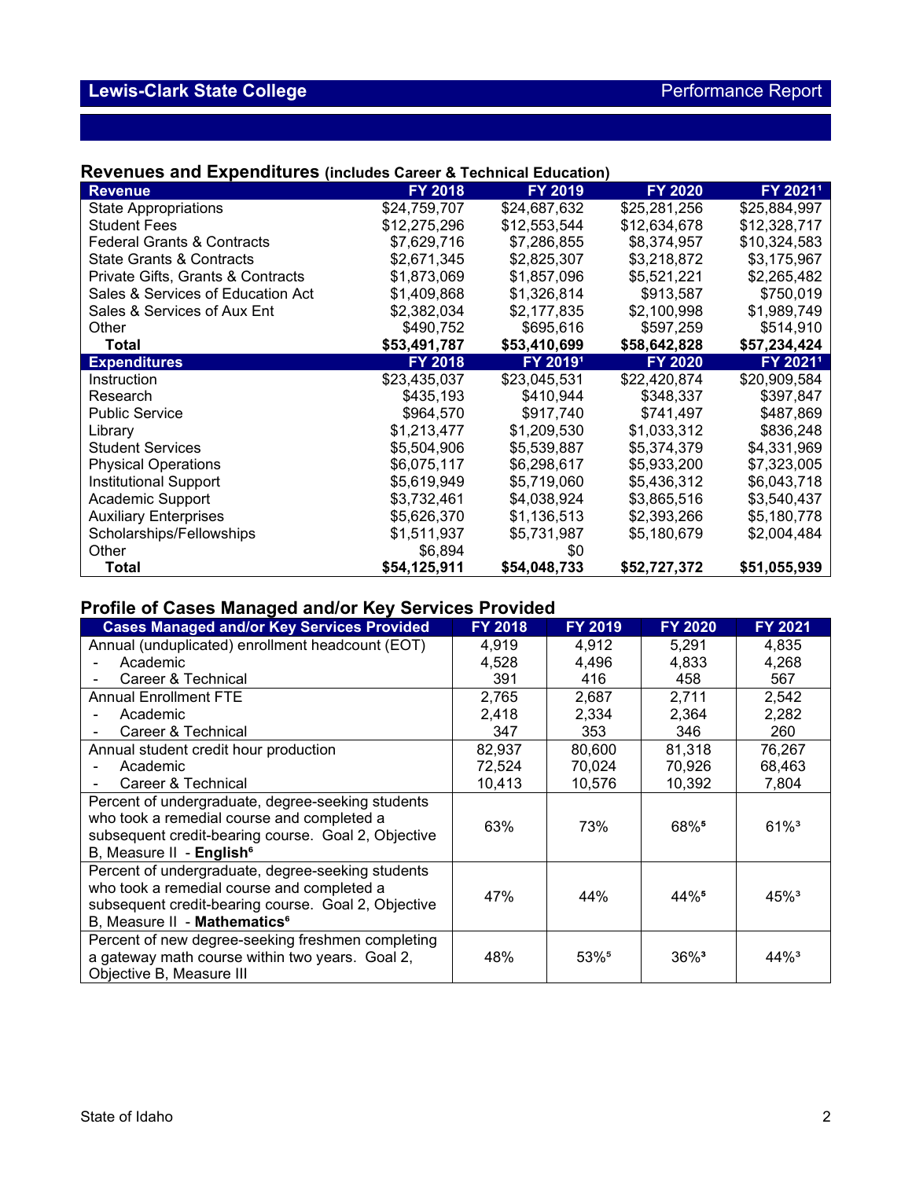## Revenues and Expenditures (includes Career & Technical Education)

| Revenue | FY 2018 | FY 2019 | FY 2020 | FY 2021[1] |
|---|---|---|---|---|
| State Appropriations | $24,759,707 | $24,687,632 | $25,281,256 | $25,884,997 |
| Student Fees | $12,275,296 | $12,553,544 | $12,634,678 | $12,328,717 |
| Federal Grants & Contracts | $7,629,716 | $7,286,855 | $8,374,957 | $10,324,583 |
| State Grants & Contracts | $2,671,345 | $2,825,307 | $3,218,872 | $3,175,967 |
| Private Gifts, Grants & Contracts | $1,873,069 | $1,857,096 | $5,521,221 | $2,265,482 |
| Sales & Services of Education Act | $1,409,868 | $1,326,814 | $913,587 | $750,019 |
| Sales & Services of Aux Ent | $2,382,034 | $2,177,835 | $2,100,998 | $1,989,749 |
| Other | $490,752 | $695,616 | $597,259 | $514,910 |
| **Total** | **$53,491,787** | **$53,410,699** | **$58,642,828** | **$57,234,424** |
| **Expenditures** | **FY 2018** | **FY 2019[1]** | **FY 2020** | **FY 2021[1]** |
| Instruction | $23,435,037 | $23,045,531 | $22,420,874 | $20,909,584 |
| Research | $435,193 | $410,944 | $348,337 | $397,847 |
| Public Service | $964,570 | $917,740 | $741,497 | $487,869 |
| Library | $1,213,477 | $1,209,530 | $1,033,312 | $836,248 |
| Student Services | $5,504,906 | $5,539,887 | $5,374,379 | $4,331,969 |
| Physical Operations | $6,075,117 | $6,298,617 | $5,933,200 | $7,323,005 |
| Institutional Support | $5,619,949 | $5,719,060 | $5,436,312 | $6,043,718 |
| Academic Support | $3,732,461 | $4,038,924 | $3,865,516 | $3,540,437 |
| Auxiliary Enterprises | $5,626,370 | $1,136,513 | $2,393,266 | $5,180,778 |
| Scholarships/Fellowships | $1,511,937 | $5,731,987 | $5,180,679 | $2,004,484 |
| Other | $6,894 | $0 | | |
| **Total** | **$54,125,911** | **$54,048,733** | **$52,727,372** | **$51,055,939** |

## Profile of Cases Managed and/or Key Services Provided

| Cases Managed and/or Key Services Provided | FY 2018 | FY 2019 | FY 2020 | FY 2021 |
|---|---|---|---|---|
| Annual (unduplicated) enrollment headcount (EOT) | 4,919 | 4,912 | 5,291 | 4,835 |
| - Academic | 4,528 | 4,496 | 4,833 | 4,268 |
| - Career & Technical | 391 | 416 | 458 | 567 |
| Annual Enrollment FTE | 2,765 | 2,687 | 2,711 | 2,542 |
| - Academic | 2,418 | 2,334 | 2,364 | 2,282 |
| - Career & Technical | 347 | 353 | 346 | 260 |
| Annual student credit hour production | 82,937 | 80,600 | 81,318 | 76,267 |
| - Academic | 72,524 | 70,024 | 70,926 | 68,463 |
| - Career & Technical | 10,413 | 10,576 | 10,392 | 7,804 |
| Percent of undergraduate, degree-seeking students who took a remedial course and completed a subsequent credit-bearing course. Goal 2, Objective B, Measure II - **English[6]** | 63% | 73% | 68%[5] | 61%[3] |
| Percent of undergraduate, degree-seeking students who took a remedial course and completed a subsequent credit-bearing course. Goal 2, Objective B, Measure II - **Mathematics[6]** | 47% | 44% | 44%[5] | 45%[3] |
| Percent of new degree-seeking freshmen completing a gateway math course within two years. Goal 2, Objective B, Measure III | 48% | 53%[5] | 36%[3] | 44%[3] |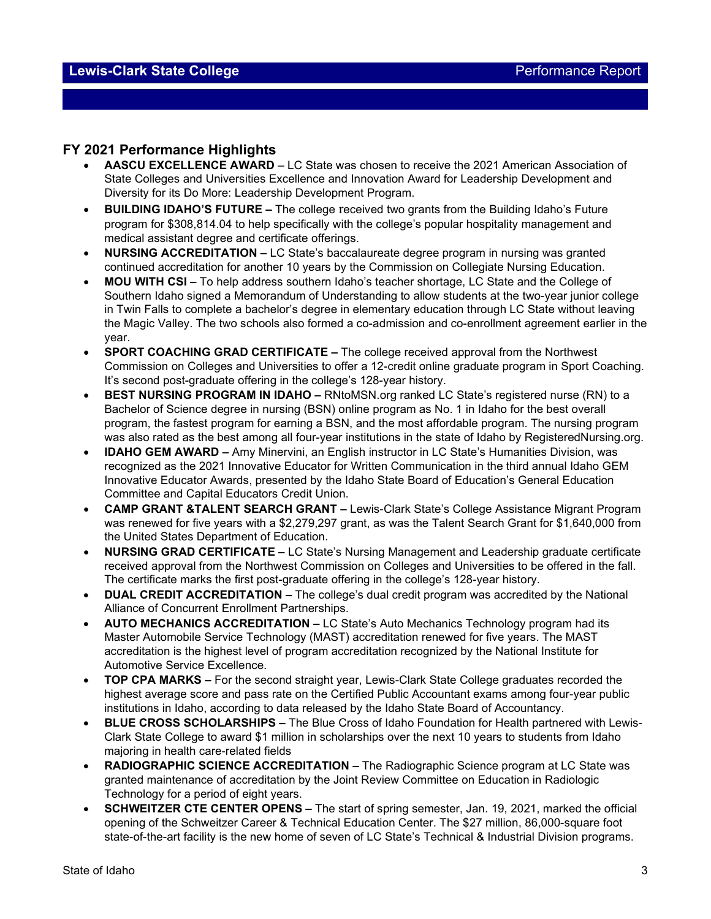## FY 2021 Performance Highlights

- **AASCU EXCELLENCE AWARD** – LC State was chosen to receive the 2021 American Association of State Colleges and Universities Excellence and Innovation Award for Leadership Development and Diversity for its Do More: Leadership Development Program.
- **BUILDING IDAHO'S FUTURE –** The college received two grants from the Building Idaho's Future program for $308,814.04 to help specifically with the college's popular hospitality management and medical assistant degree and certificate offerings.
- **NURSING ACCREDITATION –** LC State's baccalaureate degree program in nursing was granted continued accreditation for another 10 years by the Commission on Collegiate Nursing Education.
- **MOU WITH CSI –** To help address southern Idaho's teacher shortage, LC State and the College of Southern Idaho signed a Memorandum of Understanding to allow students at the two-year junior college in Twin Falls to complete a bachelor's degree in elementary education through LC State without leaving the Magic Valley. The two schools also formed a co-admission and co-enrollment agreement earlier in the year.
- **SPORT COACHING GRAD CERTIFICATE –** The college received approval from the Northwest Commission on Colleges and Universities to offer a 12-credit online graduate program in Sport Coaching. It's second post-graduate offering in the college's 128-year history.
- **BEST NURSING PROGRAM IN IDAHO –** RNtoMSN.org ranked LC State's registered nurse (RN) to a Bachelor of Science degree in nursing (BSN) online program as No. 1 in Idaho for the best overall program, the fastest program for earning a BSN, and the most affordable program. The nursing program was also rated as the best among all four-year institutions in the state of Idaho by RegisteredNursing.org.
- **IDAHO GEM AWARD –** Amy Minervini, an English instructor in LC State's Humanities Division, was recognized as the 2021 Innovative Educator for Written Communication in the third annual Idaho GEM Innovative Educator Awards, presented by the Idaho State Board of Education's General Education Committee and Capital Educators Credit Union.
- **CAMP GRANT &TALENT SEARCH GRANT –** Lewis-Clark State's College Assistance Migrant Program was renewed for five years with a $2,279,297 grant, as was the Talent Search Grant for $1,640,000 from the United States Department of Education.
- **NURSING GRAD CERTIFICATE –** LC State's Nursing Management and Leadership graduate certificate received approval from the Northwest Commission on Colleges and Universities to be offered in the fall. The certificate marks the first post-graduate offering in the college's 128-year history.
- **DUAL CREDIT ACCREDITATION –** The college's dual credit program was accredited by the National Alliance of Concurrent Enrollment Partnerships.
- **AUTO MECHANICS ACCREDITATION –** LC State's Auto Mechanics Technology program had its Master Automobile Service Technology (MAST) accreditation renewed for five years. The MAST accreditation is the highest level of program accreditation recognized by the National Institute for Automotive Service Excellence.
- **TOP CPA MARKS –** For the second straight year, Lewis-Clark State College graduates recorded the highest average score and pass rate on the Certified Public Accountant exams among four-year public institutions in Idaho, according to data released by the Idaho State Board of Accountancy.
- **BLUE CROSS SCHOLARSHIPS –** The Blue Cross of Idaho Foundation for Health partnered with Lewis-Clark State College to award $1 million in scholarships over the next 10 years to students from Idaho majoring in health care-related fields
- **RADIOGRAPHIC SCIENCE ACCREDITATION –** The Radiographic Science program at LC State was granted maintenance of accreditation by the Joint Review Committee on Education in Radiologic Technology for a period of eight years.
- **SCHWEITZER CTE CENTER OPENS –** The start of spring semester, Jan. 19, 2021, marked the official opening of the Schweitzer Career & Technical Education Center. The $27 million, 86,000-square foot state-of-the-art facility is the new home of seven of LC State's Technical & Industrial Division programs.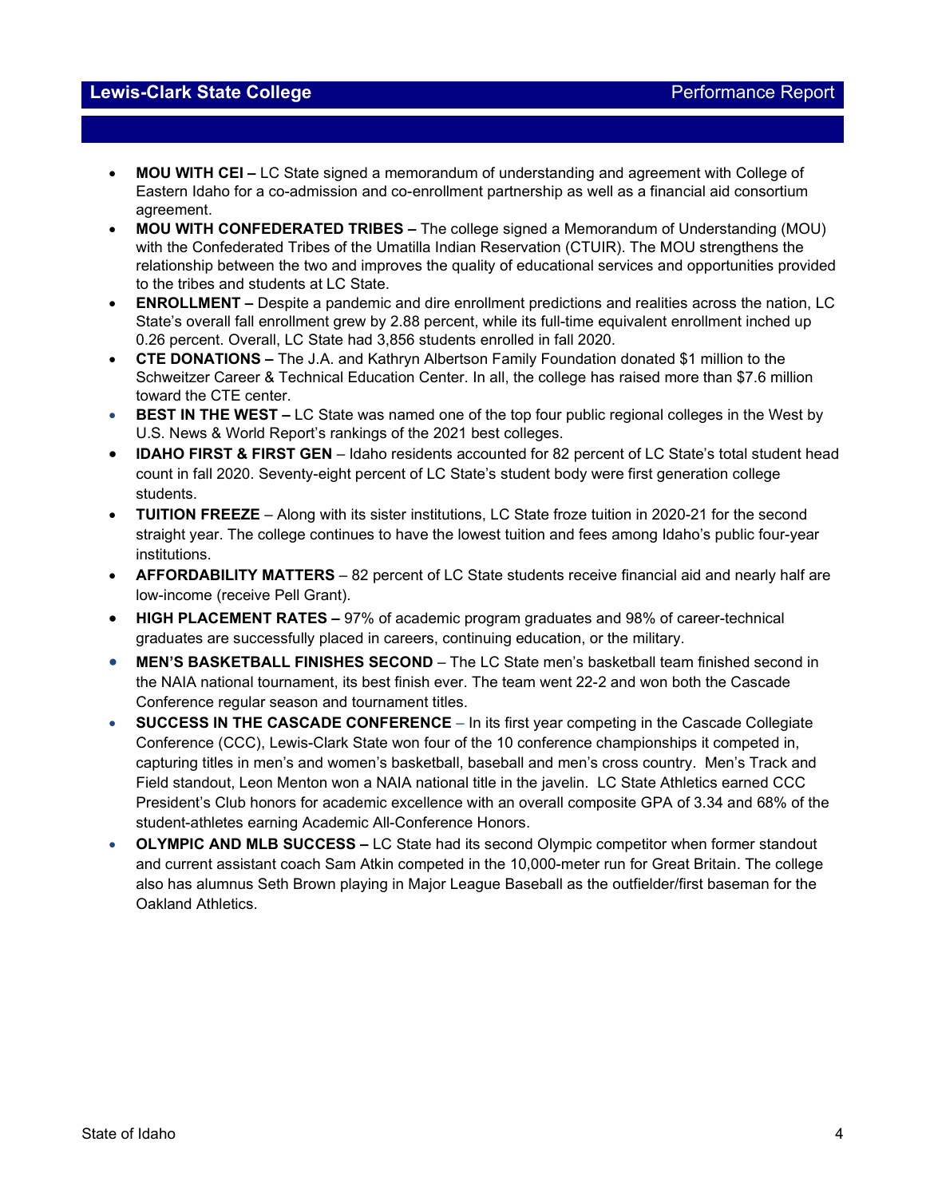- **MOU WITH CEI –** LC State signed a memorandum of understanding and agreement with College of Eastern Idaho for a co-admission and co-enrollment partnership as well as a financial aid consortium agreement.
- **MOU WITH CONFEDERATED TRIBES –** The college signed a Memorandum of Understanding (MOU) with the Confederated Tribes of the Umatilla Indian Reservation (CTUIR). The MOU strengthens the relationship between the two and improves the quality of educational services and opportunities provided to the tribes and students at LC State.
- **ENROLLMENT –** Despite a pandemic and dire enrollment predictions and realities across the nation, LC State's overall fall enrollment grew by 2.88 percent, while its full-time equivalent enrollment inched up 0.26 percent. Overall, LC State had 3,856 students enrolled in fall 2020.
- **CTE DONATIONS –** The J.A. and Kathryn Albertson Family Foundation donated $1 million to the Schweitzer Career & Technical Education Center. In all, the college has raised more than $7.6 million toward the CTE center.
- **BEST IN THE WEST –** LC State was named one of the top four public regional colleges in the West by U.S. News & World Report's rankings of the 2021 best colleges.
- **IDAHO FIRST & FIRST GEN** – Idaho residents accounted for 82 percent of LC State's total student head count in fall 2020. Seventy-eight percent of LC State's student body were first generation college students.
- **TUITION FREEZE** – Along with its sister institutions, LC State froze tuition in 2020-21 for the second straight year. The college continues to have the lowest tuition and fees among Idaho's public four-year institutions.
- **AFFORDABILITY MATTERS** – 82 percent of LC State students receive financial aid and nearly half are low-income (receive Pell Grant).
- **HIGH PLACEMENT RATES –** 97% of academic program graduates and 98% of career-technical graduates are successfully placed in careers, continuing education, or the military.
- **MEN'S BASKETBALL FINISHES SECOND** – The LC State men's basketball team finished second in the NAIA national tournament, its best finish ever. The team went 22-2 and won both the Cascade Conference regular season and tournament titles.
- **SUCCESS IN THE CASCADE CONFERENCE** – In its first year competing in the Cascade Collegiate Conference (CCC), Lewis-Clark State won four of the 10 conference championships it competed in, capturing titles in men's and women's basketball, baseball and men's cross country. Men's Track and Field standout, Leon Menton won a NAIA national title in the javelin. LC State Athletics earned CCC President's Club honors for academic excellence with an overall composite GPA of 3.34 and 68% of the student-athletes earning Academic All-Conference Honors.
- **OLYMPIC AND MLB SUCCESS –** LC State had its second Olympic competitor when former standout and current assistant coach Sam Atkin competed in the 10,000-meter run for Great Britain. The college also has alumnus Seth Brown playing in Major League Baseball as the outfielder/first baseman for the Oakland Athletics.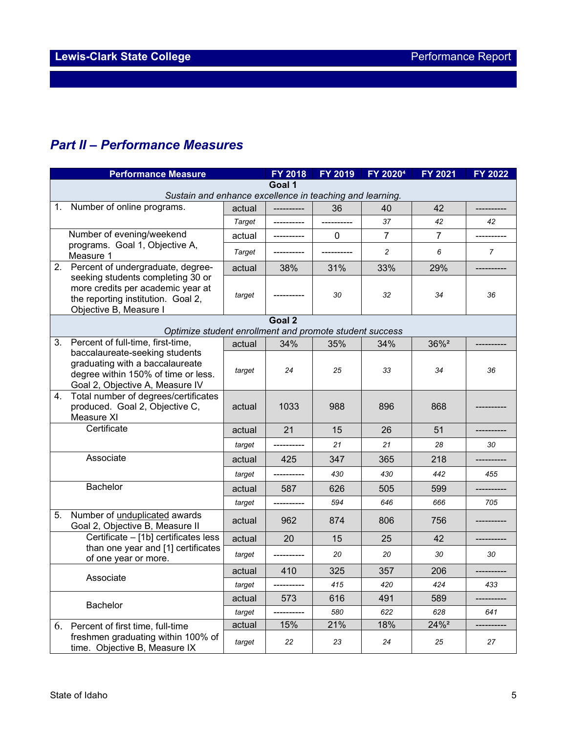## Part II – Performance Measures

| Performance Measure | | FY 2018 | FY 2019 | FY 2020[4] | FY 2021 | FY 2022 |
|---|---|---|---|---|---|---|
| **Goal 1** *Sustain and enhance excellence in teaching and learning.* | | | | | | |
| 1. Number of online programs. | actual | ---------- | 36 | 40 | 42 | ---------- |
| | *Target* | ---------- | ---------- | *37* | *42* | *42* |
| Number of evening/weekend programs. Goal 1, Objective A, Measure 1 | actual | ---------- | 0 | 7 | 7 | ---------- |
| | *Target* | ---------- | ---------- | *2* | *6* | *7* |
| 2. Percent of undergraduate, degree-seeking students completing 30 or more credits per academic year at the reporting institution. Goal 2, Objective B, Measure I | actual | 38% | 31% | 33% | 29% | ---------- |
| | *target* | ---------- | *30* | *32* | *34* | *36* |
| **Goal 2** *Optimize student enrollment and promote student success* | | | | | | |
| 3. Percent of full-time, first-time, baccalaureate-seeking students graduating with a baccalaureate degree within 150% of time or less. Goal 2, Objective A, Measure IV | actual | 34% | 35% | 34% | 36%[2] | ---------- |
| | *target* | *24* | *25* | *33* | *34* | *36* |
| 4. Total number of degrees/certificates produced. Goal 2, Objective C, Measure XI | actual | 1033 | 988 | 896 | 868 | ---------- |
| Certificate | actual | 21 | 15 | 26 | 51 | ---------- |
| | *target* | ---------- | *21* | *21* | *28* | *30* |
| Associate | actual | 425 | 347 | 365 | 218 | ---------- |
| | *target* | ---------- | *430* | *430* | *442* | *455* |
| Bachelor | actual | 587 | 626 | 505 | 599 | ---------- |
| | *target* | ---------- | *594* | *646* | *666* | *705* |
| 5. Number of <u>unduplicated</u> awards Goal 2, Objective B, Measure II | actual | 962 | 874 | 806 | 756 | ---------- |
| Certificate – [1b] certificates less than one year and [1] certificates of one year or more. | actual | 20 | 15 | 25 | 42 | ---------- |
| | *target* | ---------- | *20* | *20* | *30* | *30* |
| Associate | actual | 410 | 325 | 357 | 206 | ---------- |
| | *target* | ---------- | *415* | *420* | *424* | *433* |
| Bachelor | actual | 573 | 616 | 491 | 589 | ---------- |
| | *target* | ---------- | *580* | *622* | *628* | *641* |
| 6. Percent of first time, full-time freshmen graduating within 100% of time. Objective B, Measure IX | actual | 15% | 21% | 18% | 24%[2] | ---------- |
| | *target* | *22* | *23* | *24* | *25* | *27* |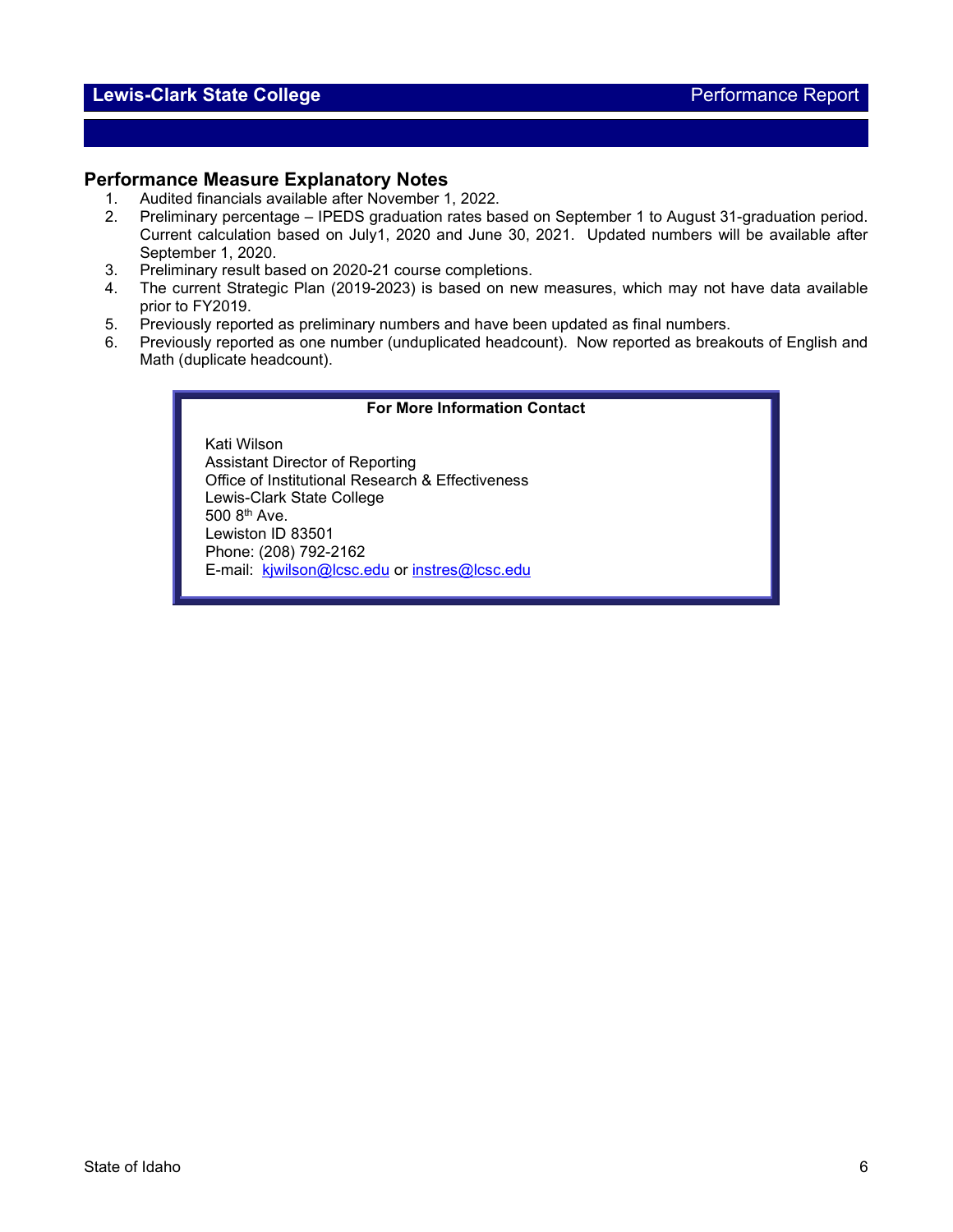## Performance Measure Explanatory Notes

1. Audited financials available after November 1, 2022.
2. Preliminary percentage – IPEDS graduation rates based on September 1 to August 31-graduation period. Current calculation based on July1, 2020 and June 30, 2021. Updated numbers will be available after September 1, 2020.
3. Preliminary result based on 2020-21 course completions.
4. The current Strategic Plan (2019-2023) is based on new measures, which may not have data available prior to FY2019.
5. Previously reported as preliminary numbers and have been updated as final numbers.
6. Previously reported as one number (unduplicated headcount). Now reported as breakouts of English and Math (duplicate headcount).

**For More Information Contact**

Kati Wilson
Assistant Director of Reporting
Office of Institutional Research & Effectiveness
Lewis-Clark State College
500 8th Ave.
Lewiston ID 83501
Phone: (208) 792-2162
E-mail: kjwilson@lcsc.edu or instres@lcsc.edu